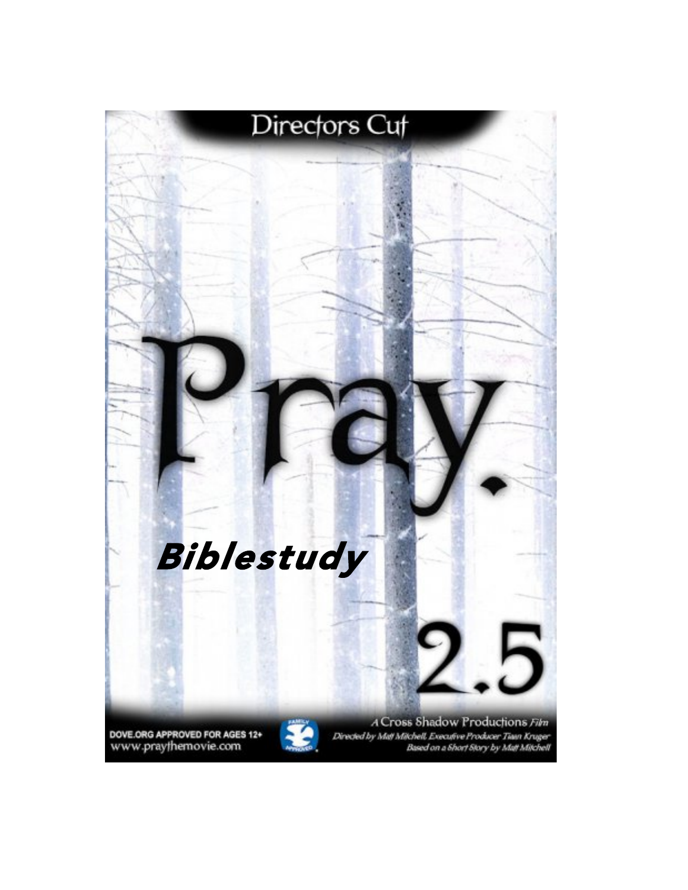Directors Cut

# Pray.

**Biblestudy**

2.5

DOVE.ORG APPROVED FOR AGES 12+
www.praythemovie.com

A Cross Shadow Productions *Film*
*Directed by Matt Mitchell, Executive Producer Tiaan Kruger*
*Based on a Short Story by Matt Mitchell*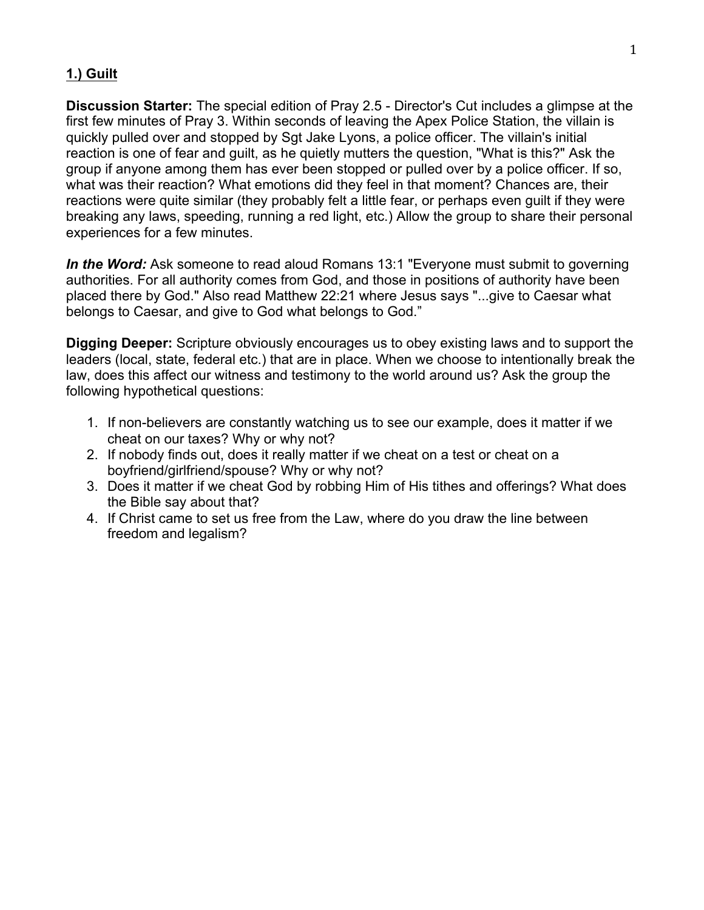## **1.) Guilt**

**Discussion Starter:** The special edition of Pray 2.5 - Director's Cut includes a glimpse at the first few minutes of Pray 3. Within seconds of leaving the Apex Police Station, the villain is quickly pulled over and stopped by Sgt Jake Lyons, a police officer. The villain's initial reaction is one of fear and guilt, as he quietly mutters the question, "What is this?" Ask the group if anyone among them has ever been stopped or pulled over by a police officer. If so, what was their reaction? What emotions did they feel in that moment? Chances are, their reactions were quite similar (they probably felt a little fear, or perhaps even guilt if they were breaking any laws, speeding, running a red light, etc.) Allow the group to share their personal experiences for a few minutes.

***In the Word:*** Ask someone to read aloud Romans 13:1 "Everyone must submit to governing authorities. For all authority comes from God, and those in positions of authority have been placed there by God." Also read Matthew 22:21 where Jesus says "...give to Caesar what belongs to Caesar, and give to God what belongs to God."

**Digging Deeper:** Scripture obviously encourages us to obey existing laws and to support the leaders (local, state, federal etc.) that are in place. When we choose to intentionally break the law, does this affect our witness and testimony to the world around us? Ask the group the following hypothetical questions:

1. If non-believers are constantly watching us to see our example, does it matter if we cheat on our taxes? Why or why not?
2. If nobody finds out, does it really matter if we cheat on a test or cheat on a boyfriend/girlfriend/spouse? Why or why not?
3. Does it matter if we cheat God by robbing Him of His tithes and offerings? What does the Bible say about that?
4. If Christ came to set us free from the Law, where do you draw the line between freedom and legalism?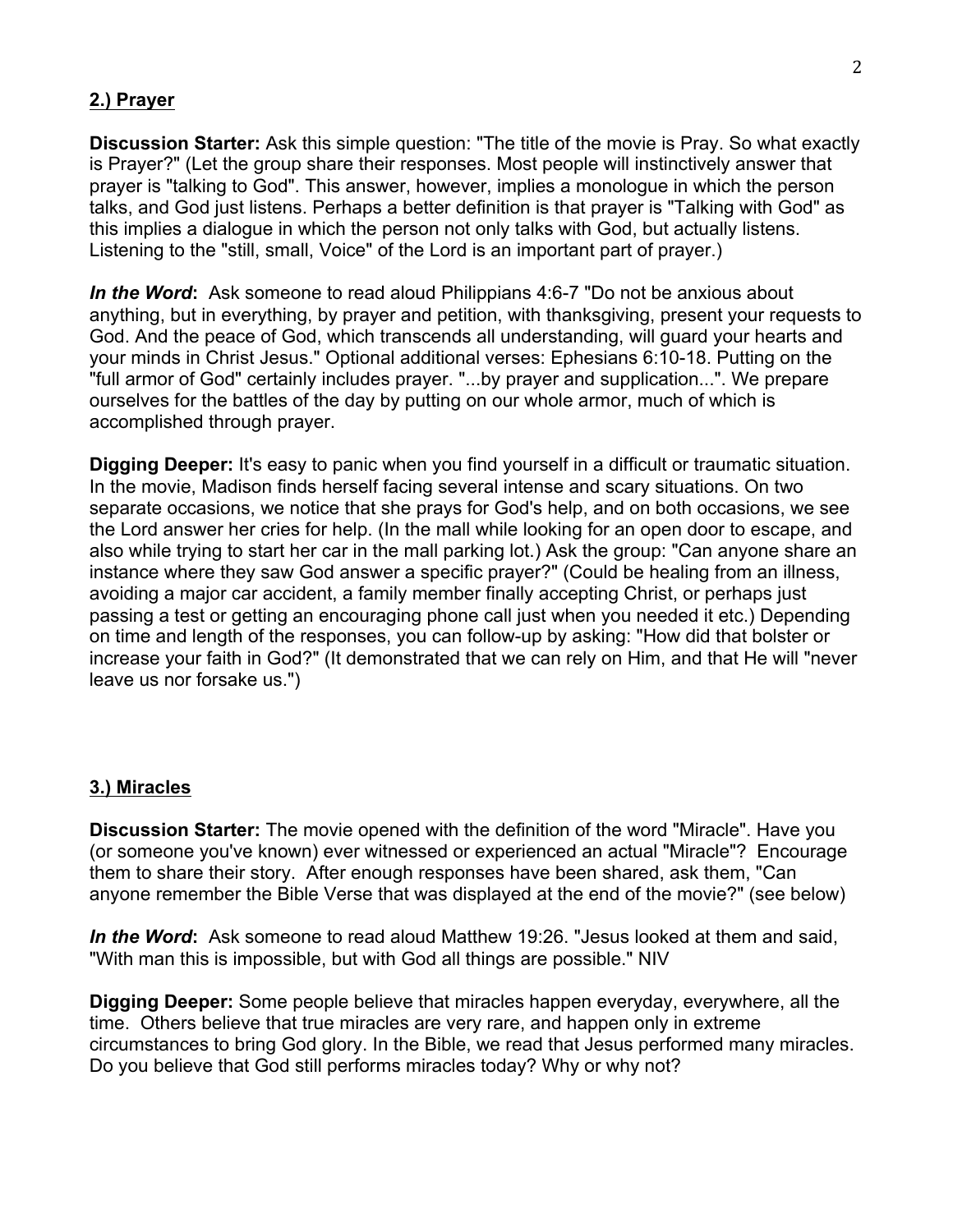## 2.) Prayer

**Discussion Starter:** Ask this simple question: "The title of the movie is Pray. So what exactly is Prayer?" (Let the group share their responses. Most people will instinctively answer that prayer is "talking to God". This answer, however, implies a monologue in which the person talks, and God just listens. Perhaps a better definition is that prayer is "Talking with God" as this implies a dialogue in which the person not only talks with God, but actually listens. Listening to the "still, small, Voice" of the Lord is an important part of prayer.)

***In the Word*:** Ask someone to read aloud Philippians 4:6-7 "Do not be anxious about anything, but in everything, by prayer and petition, with thanksgiving, present your requests to God. And the peace of God, which transcends all understanding, will guard your hearts and your minds in Christ Jesus." Optional additional verses: Ephesians 6:10-18. Putting on the "full armor of God" certainly includes prayer. "...by prayer and supplication...". We prepare ourselves for the battles of the day by putting on our whole armor, much of which is accomplished through prayer.

**Digging Deeper:** It's easy to panic when you find yourself in a difficult or traumatic situation. In the movie, Madison finds herself facing several intense and scary situations. On two separate occasions, we notice that she prays for God's help, and on both occasions, we see the Lord answer her cries for help. (In the mall while looking for an open door to escape, and also while trying to start her car in the mall parking lot.) Ask the group: "Can anyone share an instance where they saw God answer a specific prayer?" (Could be healing from an illness, avoiding a major car accident, a family member finally accepting Christ, or perhaps just passing a test or getting an encouraging phone call just when you needed it etc.) Depending on time and length of the responses, you can follow-up by asking: "How did that bolster or increase your faith in God?" (It demonstrated that we can rely on Him, and that He will "never leave us nor forsake us.")

## 3.) Miracles

**Discussion Starter:** The movie opened with the definition of the word "Miracle". Have you (or someone you've known) ever witnessed or experienced an actual "Miracle"? Encourage them to share their story. After enough responses have been shared, ask them, "Can anyone remember the Bible Verse that was displayed at the end of the movie?" (see below)

***In the Word*:** Ask someone to read aloud Matthew 19:26. "Jesus looked at them and said, "With man this is impossible, but with God all things are possible." NIV

**Digging Deeper:** Some people believe that miracles happen everyday, everywhere, all the time. Others believe that true miracles are very rare, and happen only in extreme circumstances to bring God glory. In the Bible, we read that Jesus performed many miracles. Do you believe that God still performs miracles today? Why or why not?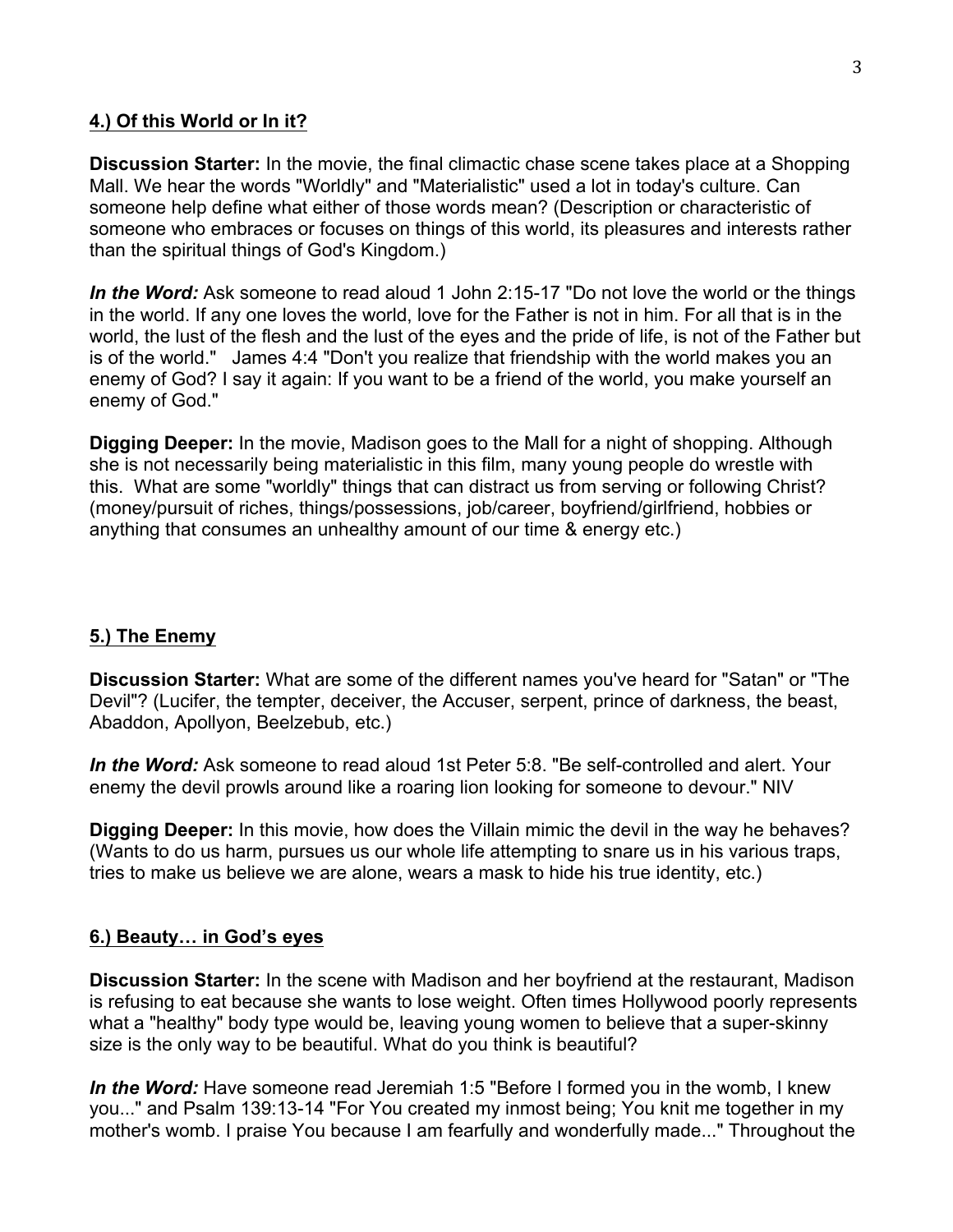**4.) Of this World or In it?**

**Discussion Starter:** In the movie, the final climactic chase scene takes place at a Shopping Mall. We hear the words "Worldly" and "Materialistic" used a lot in today's culture. Can someone help define what either of those words mean? (Description or characteristic of someone who embraces or focuses on things of this world, its pleasures and interests rather than the spiritual things of God's Kingdom.)

***In the Word:*** Ask someone to read aloud 1 John 2:15-17 "Do not love the world or the things in the world. If any one loves the world, love for the Father is not in him. For all that is in the world, the lust of the flesh and the lust of the eyes and the pride of life, is not of the Father but is of the world." James 4:4 "Don't you realize that friendship with the world makes you an enemy of God? I say it again: If you want to be a friend of the world, you make yourself an enemy of God."

**Digging Deeper:** In the movie, Madison goes to the Mall for a night of shopping. Although she is not necessarily being materialistic in this film, many young people do wrestle with this. What are some "worldly" things that can distract us from serving or following Christ? (money/pursuit of riches, things/possessions, job/career, boyfriend/girlfriend, hobbies or anything that consumes an unhealthy amount of our time & energy etc.)

**5.) The Enemy**

**Discussion Starter:** What are some of the different names you've heard for "Satan" or "The Devil"? (Lucifer, the tempter, deceiver, the Accuser, serpent, prince of darkness, the beast, Abaddon, Apollyon, Beelzebub, etc.)

***In the Word:*** Ask someone to read aloud 1st Peter 5:8. "Be self-controlled and alert. Your enemy the devil prowls around like a roaring lion looking for someone to devour." NIV

**Digging Deeper:** In this movie, how does the Villain mimic the devil in the way he behaves? (Wants to do us harm, pursues us our whole life attempting to snare us in his various traps, tries to make us believe we are alone, wears a mask to hide his true identity, etc.)

**6.) Beauty… in God's eyes**

**Discussion Starter:** In the scene with Madison and her boyfriend at the restaurant, Madison is refusing to eat because she wants to lose weight. Often times Hollywood poorly represents what a "healthy" body type would be, leaving young women to believe that a super-skinny size is the only way to be beautiful. What do you think is beautiful?

***In the Word:*** Have someone read Jeremiah 1:5 "Before I formed you in the womb, I knew you..." and Psalm 139:13-14 "For You created my inmost being; You knit me together in my mother's womb. I praise You because I am fearfully and wonderfully made..." Throughout the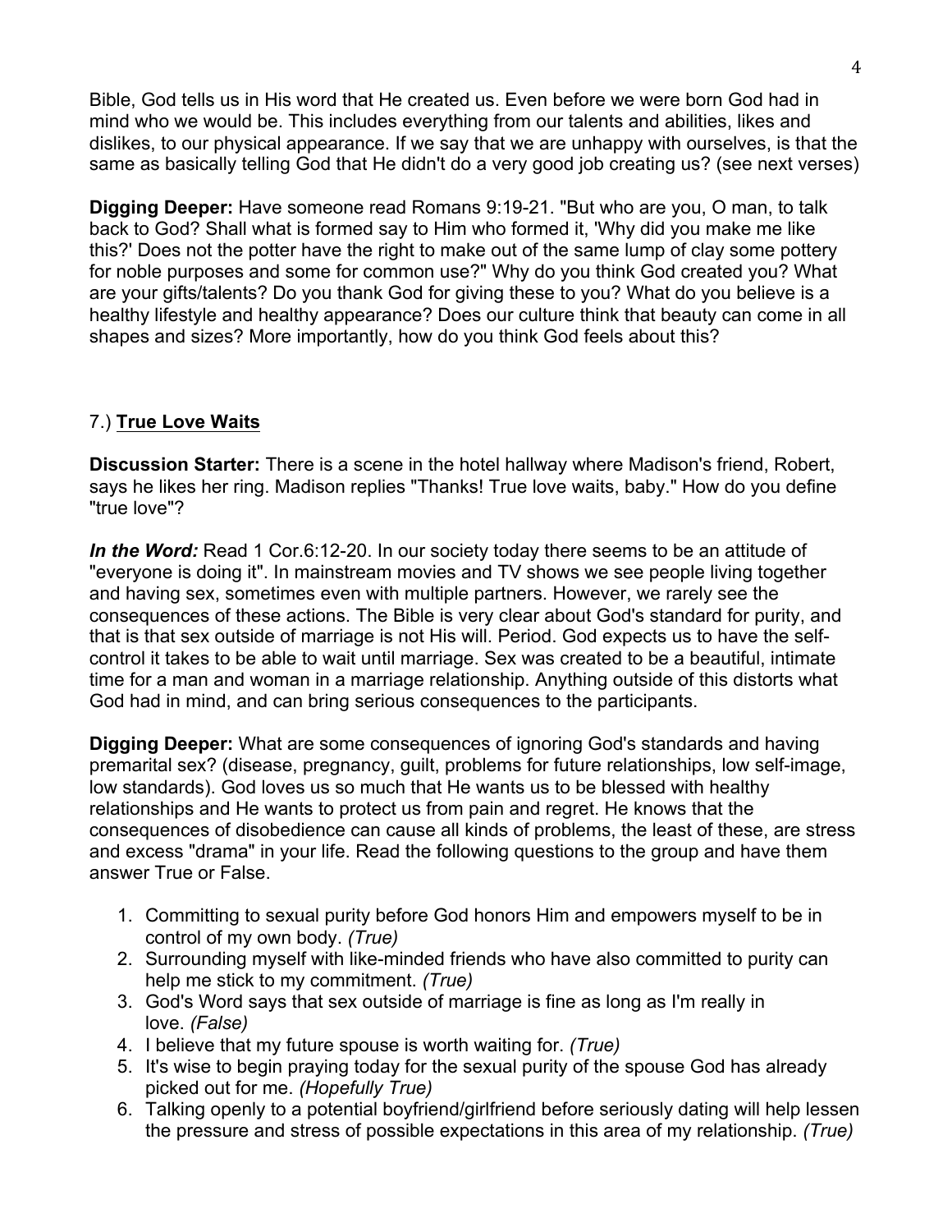Bible, God tells us in His word that He created us. Even before we were born God had in mind who we would be. This includes everything from our talents and abilities, likes and dislikes, to our physical appearance. If we say that we are unhappy with ourselves, is that the same as basically telling God that He didn't do a very good job creating us? (see next verses)

**Digging Deeper:** Have someone read Romans 9:19-21. "But who are you, O man, to talk back to God? Shall what is formed say to Him who formed it, 'Why did you make me like this?' Does not the potter have the right to make out of the same lump of clay some pottery for noble purposes and some for common use?" Why do you think God created you? What are your gifts/talents? Do you thank God for giving these to you? What do you believe is a healthy lifestyle and healthy appearance? Does our culture think that beauty can come in all shapes and sizes? More importantly, how do you think God feels about this?

## 7.) **True Love Waits**

**Discussion Starter:** There is a scene in the hotel hallway where Madison's friend, Robert, says he likes her ring. Madison replies "Thanks! True love waits, baby." How do you define "true love"?

***In the Word:*** Read 1 Cor.6:12-20. In our society today there seems to be an attitude of "everyone is doing it". In mainstream movies and TV shows we see people living together and having sex, sometimes even with multiple partners. However, we rarely see the consequences of these actions. The Bible is very clear about God's standard for purity, and that is that sex outside of marriage is not His will. Period. God expects us to have the self-control it takes to be able to wait until marriage. Sex was created to be a beautiful, intimate time for a man and woman in a marriage relationship. Anything outside of this distorts what God had in mind, and can bring serious consequences to the participants.

**Digging Deeper:** What are some consequences of ignoring God's standards and having premarital sex? (disease, pregnancy, guilt, problems for future relationships, low self-image, low standards). God loves us so much that He wants us to be blessed with healthy relationships and He wants to protect us from pain and regret. He knows that the consequences of disobedience can cause all kinds of problems, the least of these, are stress and excess "drama" in your life. Read the following questions to the group and have them answer True or False.

1. Committing to sexual purity before God honors Him and empowers myself to be in control of my own body. *(True)*
2. Surrounding myself with like-minded friends who have also committed to purity can help me stick to my commitment. *(True)*
3. God's Word says that sex outside of marriage is fine as long as I'm really in love. *(False)*
4. I believe that my future spouse is worth waiting for. *(True)*
5. It's wise to begin praying today for the sexual purity of the spouse God has already picked out for me. *(Hopefully True)*
6. Talking openly to a potential boyfriend/girlfriend before seriously dating will help lessen the pressure and stress of possible expectations in this area of my relationship. *(True)*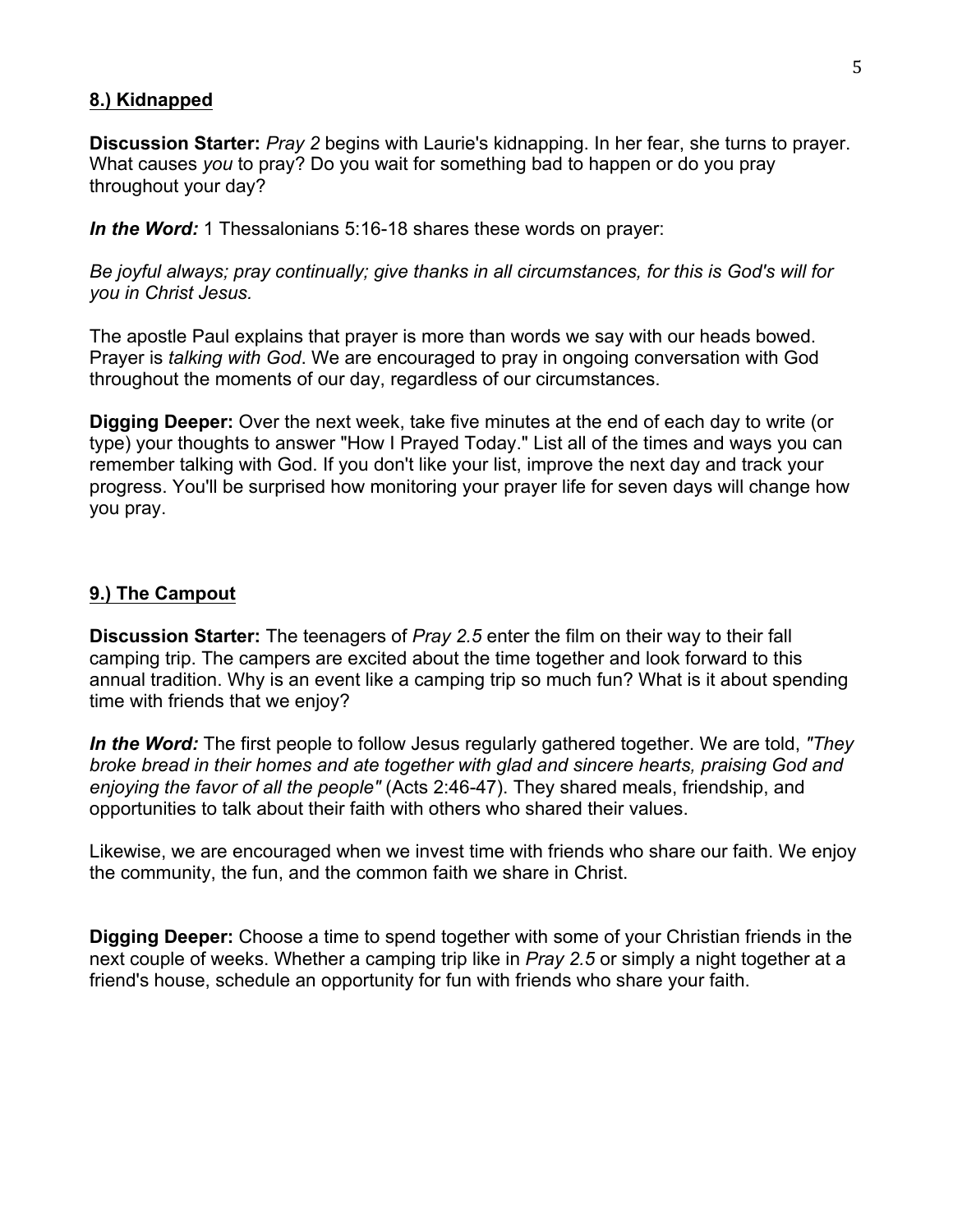## 8.) Kidnapped

**Discussion Starter:** *Pray 2* begins with Laurie's kidnapping. In her fear, she turns to prayer. What causes *you* to pray? Do you wait for something bad to happen or do you pray throughout your day?

***In the Word:*** 1 Thessalonians 5:16-18 shares these words on prayer:

*Be joyful always; pray continually; give thanks in all circumstances, for this is God's will for you in Christ Jesus.*

The apostle Paul explains that prayer is more than words we say with our heads bowed. Prayer is *talking with God*. We are encouraged to pray in ongoing conversation with God throughout the moments of our day, regardless of our circumstances.

**Digging Deeper:** Over the next week, take five minutes at the end of each day to write (or type) your thoughts to answer "How I Prayed Today." List all of the times and ways you can remember talking with God. If you don't like your list, improve the next day and track your progress. You'll be surprised how monitoring your prayer life for seven days will change how you pray.

## 9.) The Campout

**Discussion Starter:** The teenagers of *Pray 2.5* enter the film on their way to their fall camping trip. The campers are excited about the time together and look forward to this annual tradition. Why is an event like a camping trip so much fun? What is it about spending time with friends that we enjoy?

***In the Word:*** The first people to follow Jesus regularly gathered together. We are told, *"They broke bread in their homes and ate together with glad and sincere hearts, praising God and enjoying the favor of all the people"* (Acts 2:46-47). They shared meals, friendship, and opportunities to talk about their faith with others who shared their values.

Likewise, we are encouraged when we invest time with friends who share our faith. We enjoy the community, the fun, and the common faith we share in Christ.

**Digging Deeper:** Choose a time to spend together with some of your Christian friends in the next couple of weeks. Whether a camping trip like in *Pray 2.5* or simply a night together at a friend's house, schedule an opportunity for fun with friends who share your faith.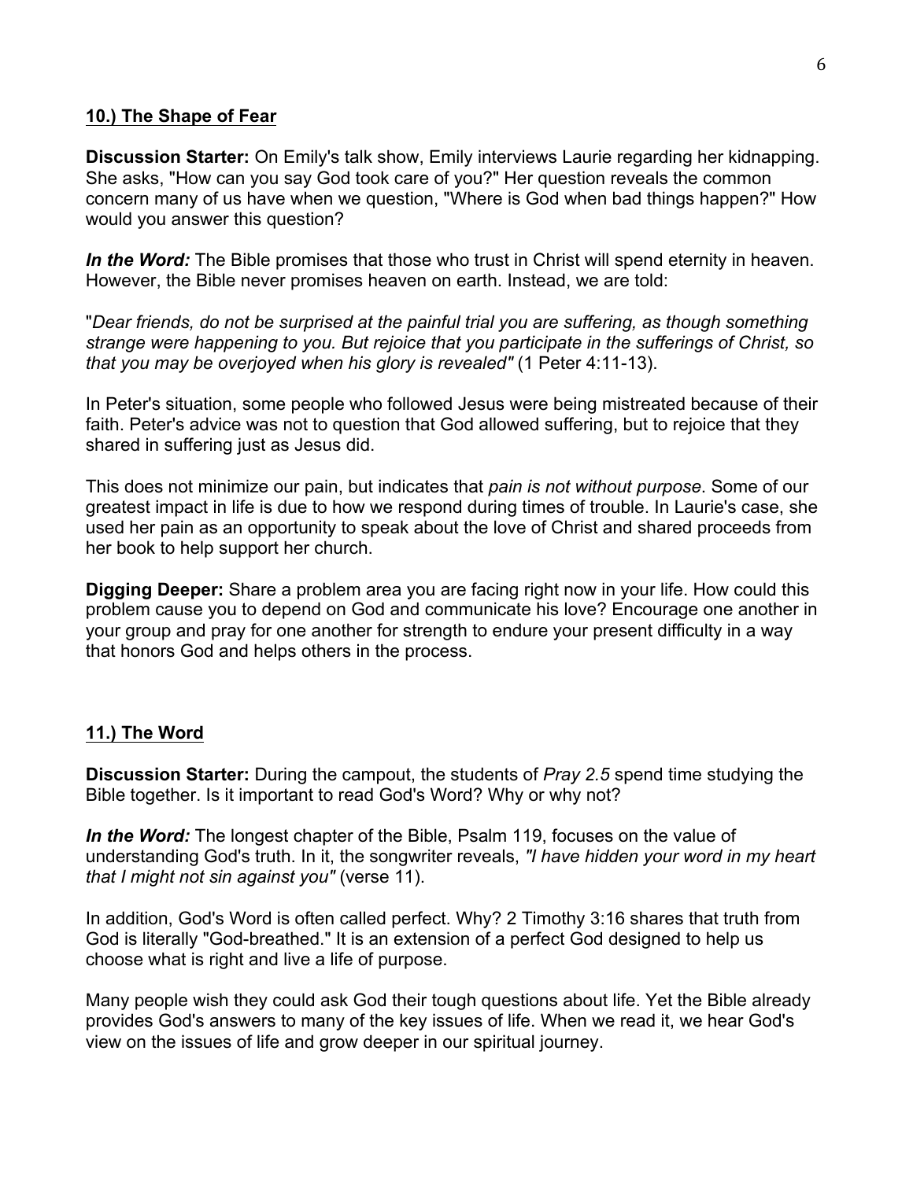## 10.) The Shape of Fear

**Discussion Starter:** On Emily's talk show, Emily interviews Laurie regarding her kidnapping. She asks, "How can you say God took care of you?" Her question reveals the common concern many of us have when we question, "Where is God when bad things happen?" How would you answer this question?

***In the Word:*** The Bible promises that those who trust in Christ will spend eternity in heaven. However, the Bible never promises heaven on earth. Instead, we are told:

"*Dear friends, do not be surprised at the painful trial you are suffering, as though something strange were happening to you. But rejoice that you participate in the sufferings of Christ, so that you may be overjoyed when his glory is revealed"* (1 Peter 4:11-13).

In Peter's situation, some people who followed Jesus were being mistreated because of their faith. Peter's advice was not to question that God allowed suffering, but to rejoice that they shared in suffering just as Jesus did.

This does not minimize our pain, but indicates that *pain is not without purpose*. Some of our greatest impact in life is due to how we respond during times of trouble. In Laurie's case, she used her pain as an opportunity to speak about the love of Christ and shared proceeds from her book to help support her church.

**Digging Deeper:** Share a problem area you are facing right now in your life. How could this problem cause you to depend on God and communicate his love? Encourage one another in your group and pray for one another for strength to endure your present difficulty in a way that honors God and helps others in the process.

## 11.) The Word

**Discussion Starter:** During the campout, the students of *Pray 2.5* spend time studying the Bible together. Is it important to read God's Word? Why or why not?

***In the Word:*** The longest chapter of the Bible, Psalm 119, focuses on the value of understanding God's truth. In it, the songwriter reveals, *"I have hidden your word in my heart that I might not sin against you"* (verse 11).

In addition, God's Word is often called perfect. Why? 2 Timothy 3:16 shares that truth from God is literally "God-breathed." It is an extension of a perfect God designed to help us choose what is right and live a life of purpose.

Many people wish they could ask God their tough questions about life. Yet the Bible already provides God's answers to many of the key issues of life. When we read it, we hear God's view on the issues of life and grow deeper in our spiritual journey.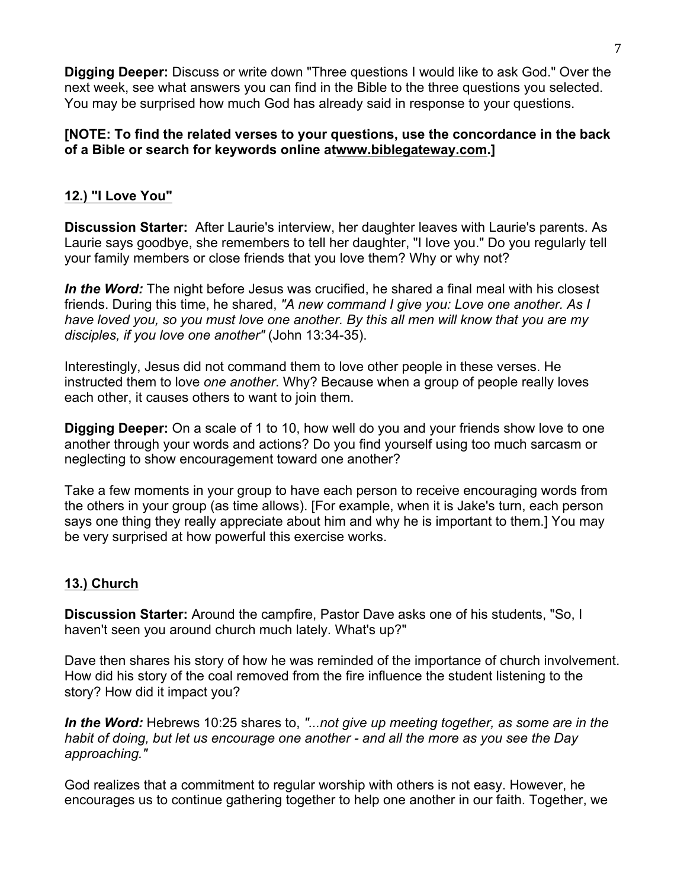**Digging Deeper:** Discuss or write down "Three questions I would like to ask God." Over the next week, see what answers you can find in the Bible to the three questions you selected. You may be surprised how much God has already said in response to your questions.

**[NOTE: To find the related verses to your questions, use the concordance in the back of a Bible or search for keywords online atwww.biblegateway.com.]**

## 12.) "I Love You"

**Discussion Starter:** After Laurie's interview, her daughter leaves with Laurie's parents. As Laurie says goodbye, she remembers to tell her daughter, "I love you." Do you regularly tell your family members or close friends that you love them? Why or why not?

***In the Word:*** The night before Jesus was crucified, he shared a final meal with his closest friends. During this time, he shared, *"A new command I give you: Love one another. As I have loved you, so you must love one another. By this all men will know that you are my disciples, if you love one another"* (John 13:34-35).

Interestingly, Jesus did not command them to love other people in these verses. He instructed them to love *one another*. Why? Because when a group of people really loves each other, it causes others to want to join them.

**Digging Deeper:** On a scale of 1 to 10, how well do you and your friends show love to one another through your words and actions? Do you find yourself using too much sarcasm or neglecting to show encouragement toward one another?

Take a few moments in your group to have each person to receive encouraging words from the others in your group (as time allows). [For example, when it is Jake's turn, each person says one thing they really appreciate about him and why he is important to them.] You may be very surprised at how powerful this exercise works.

## 13.) Church

**Discussion Starter:** Around the campfire, Pastor Dave asks one of his students, "So, I haven't seen you around church much lately. What's up?"

Dave then shares his story of how he was reminded of the importance of church involvement. How did his story of the coal removed from the fire influence the student listening to the story? How did it impact you?

***In the Word:*** Hebrews 10:25 shares to, *"...not give up meeting together, as some are in the habit of doing, but let us encourage one another - and all the more as you see the Day approaching."*

God realizes that a commitment to regular worship with others is not easy. However, he encourages us to continue gathering together to help one another in our faith. Together, we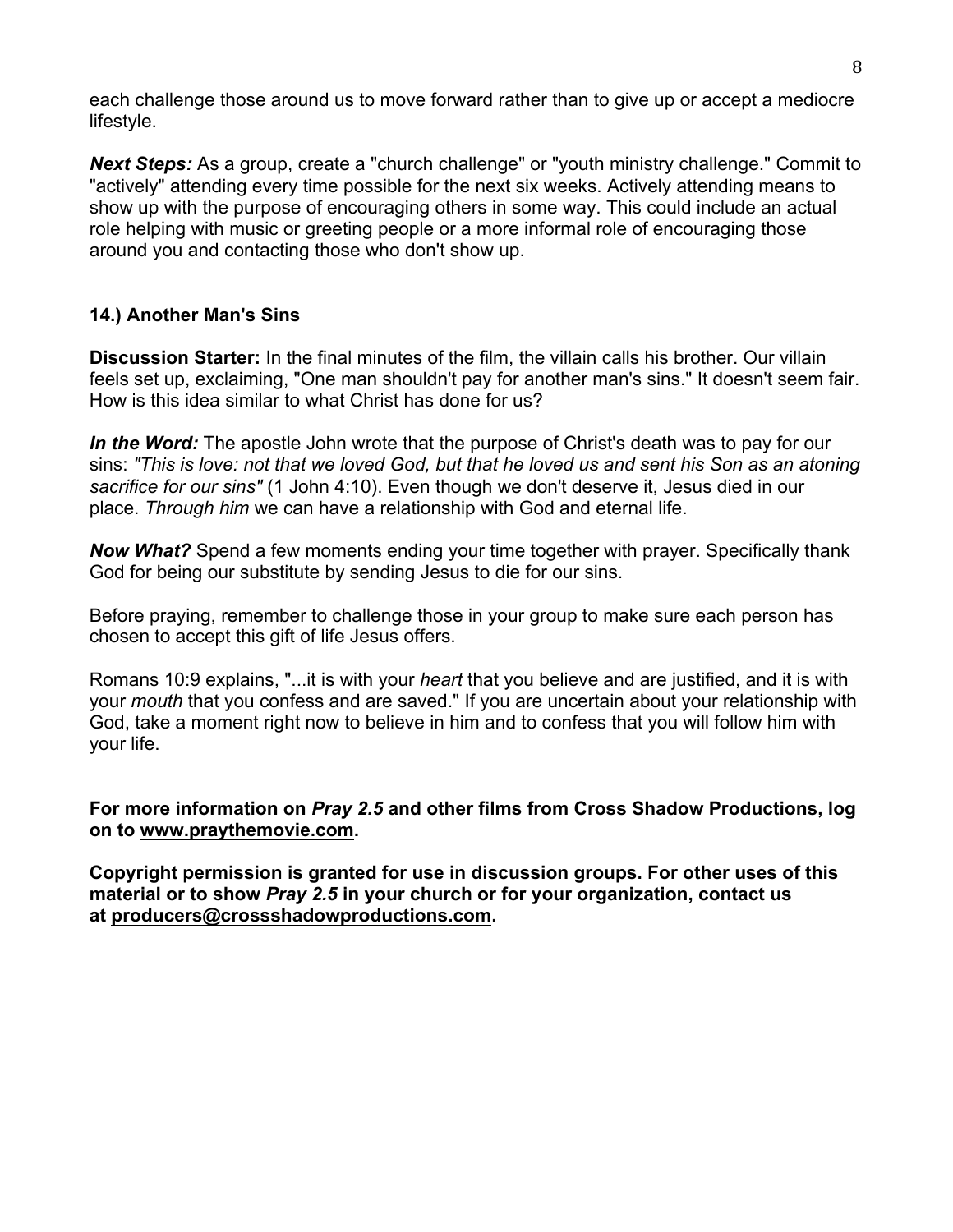each challenge those around us to move forward rather than to give up or accept a mediocre lifestyle.

***Next Steps:*** As a group, create a "church challenge" or "youth ministry challenge." Commit to "actively" attending every time possible for the next six weeks. Actively attending means to show up with the purpose of encouraging others in some way. This could include an actual role helping with music or greeting people or a more informal role of encouraging those around you and contacting those who don't show up.

## 14.) Another Man's Sins

**Discussion Starter:** In the final minutes of the film, the villain calls his brother. Our villain feels set up, exclaiming, "One man shouldn't pay for another man's sins." It doesn't seem fair. How is this idea similar to what Christ has done for us?

***In the Word:*** The apostle John wrote that the purpose of Christ's death was to pay for our sins: *"This is love: not that we loved God, but that he loved us and sent his Son as an atoning sacrifice for our sins"* (1 John 4:10). Even though we don't deserve it, Jesus died in our place. *Through him* we can have a relationship with God and eternal life.

***Now What?*** Spend a few moments ending your time together with prayer. Specifically thank God for being our substitute by sending Jesus to die for our sins.

Before praying, remember to challenge those in your group to make sure each person has chosen to accept this gift of life Jesus offers.

Romans 10:9 explains, "...it is with your *heart* that you believe and are justified, and it is with your *mouth* that you confess and are saved." If you are uncertain about your relationship with God, take a moment right now to believe in him and to confess that you will follow him with your life.

**For more information on *Pray 2.5* and other films from Cross Shadow Productions, log on to www.praythemovie.com.**

**Copyright permission is granted for use in discussion groups. For other uses of this material or to show *Pray 2.5* in your church or for your organization, contact us at producers@crossshadowproductions.com.**